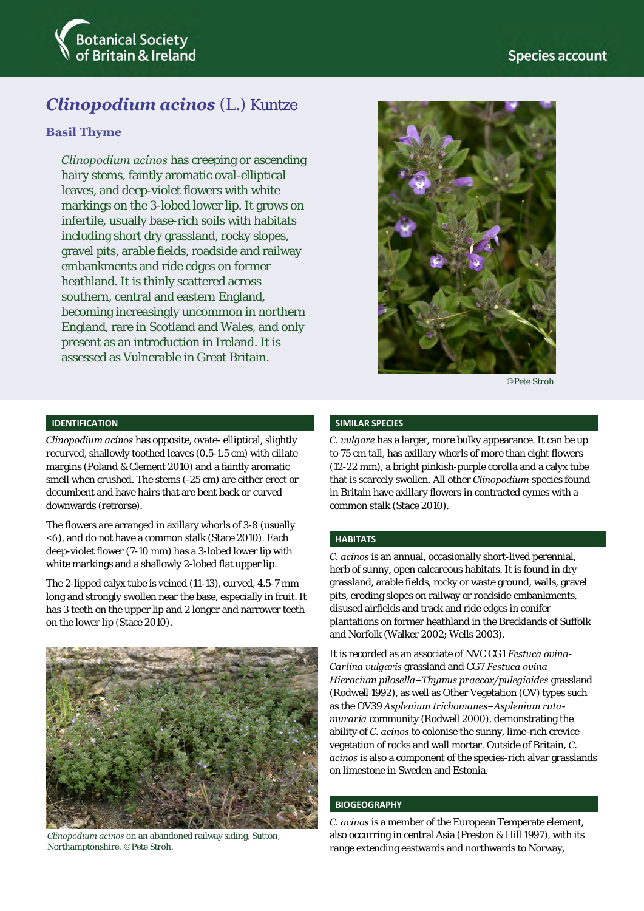Botanical Society of Britain & Ireland

Species account

# *Clinopodium acinos* (L.) Kuntze

## Basil Thyme

*Clinopodium acinos* has creeping or ascending hairy stems, faintly aromatic oval-elliptical leaves, and deep-violet flowers with white markings on the 3-lobed lower lip. It grows on infertile, usually base-rich soils with habitats including short dry grassland, rocky slopes, gravel pits, arable fields, roadside and railway embankments and ride edges on former heathland. It is thinly scattered across southern, central and eastern England, becoming increasingly uncommon in northern England, rare in Scotland and Wales, and only present as an introduction in Ireland. It is assessed as Vulnerable in Great Britain.

©Pete Stroh

### IDENTIFICATION

*Clinopodium acinos* has opposite, ovate- elliptical, slightly recurved, shallowly toothed leaves (0.5-1.5 cm) with ciliate margins (Poland & Clement 2010) and a faintly aromatic smell when crushed. The stems (-25 cm) are either erect or decumbent and have hairs that are bent back or curved downwards (retrorse).

The flowers are arranged in axillary whorls of 3-8 (usually ≤6), and do not have a common stalk (Stace 2010). Each deep-violet flower (7-10 mm) has a 3-lobed lower lip with white markings and a shallowly 2-lobed flat upper lip.

The 2-lipped calyx tube is veined (11-13), curved, 4.5-7 mm long and strongly swollen near the base, especially in fruit. It has 3 teeth on the upper lip and 2 longer and narrower teeth on the lower lip (Stace 2010).

*Clinopodium acinos* on an abandoned railway siding, Sutton, Northamptonshire. ©Pete Stroh.

### SIMILAR SPECIES

*C. vulgare* has a larger, more bulky appearance. It can be up to 75 cm tall, has axillary whorls of more than eight flowers (12-22 mm), a bright pinkish-purple corolla and a calyx tube that is scarcely swollen. All other *Clinopodium* species found in Britain have axillary flowers in contracted cymes with a common stalk (Stace 2010).

### HABITATS

*C. acinos* is an annual, occasionally short-lived perennial, herb of sunny, open calcareous habitats. It is found in dry grassland, arable fields, rocky or waste ground, walls, gravel pits, eroding slopes on railway or roadside embankments, disused airfields and track and ride edges in conifer plantations on former heathland in the Brecklands of Suffolk and Norfolk (Walker 2002; Wells 2003).

It is recorded as an associate of NVC CG1 *Festuca ovina-Carlina vulgaris* grassland and CG7 *Festuca ovina–Hieracium pilosella–Thymus praecox/pulegioides* grassland (Rodwell 1992), as well as Other Vegetation (OV) types such as the OV39 *Asplenium trichomanes–Asplenium ruta-muraria* community (Rodwell 2000), demonstrating the ability of *C. acinos* to colonise the sunny, lime-rich crevice vegetation of rocks and wall mortar. Outside of Britain, *C. acinos* is also a component of the species-rich alvar grasslands on limestone in Sweden and Estonia.

### BIOGEOGRAPHY

*C. acinos* is a member of the European Temperate element, also occurring in central Asia (Preston & Hill 1997), with its range extending eastwards and northwards to Norway,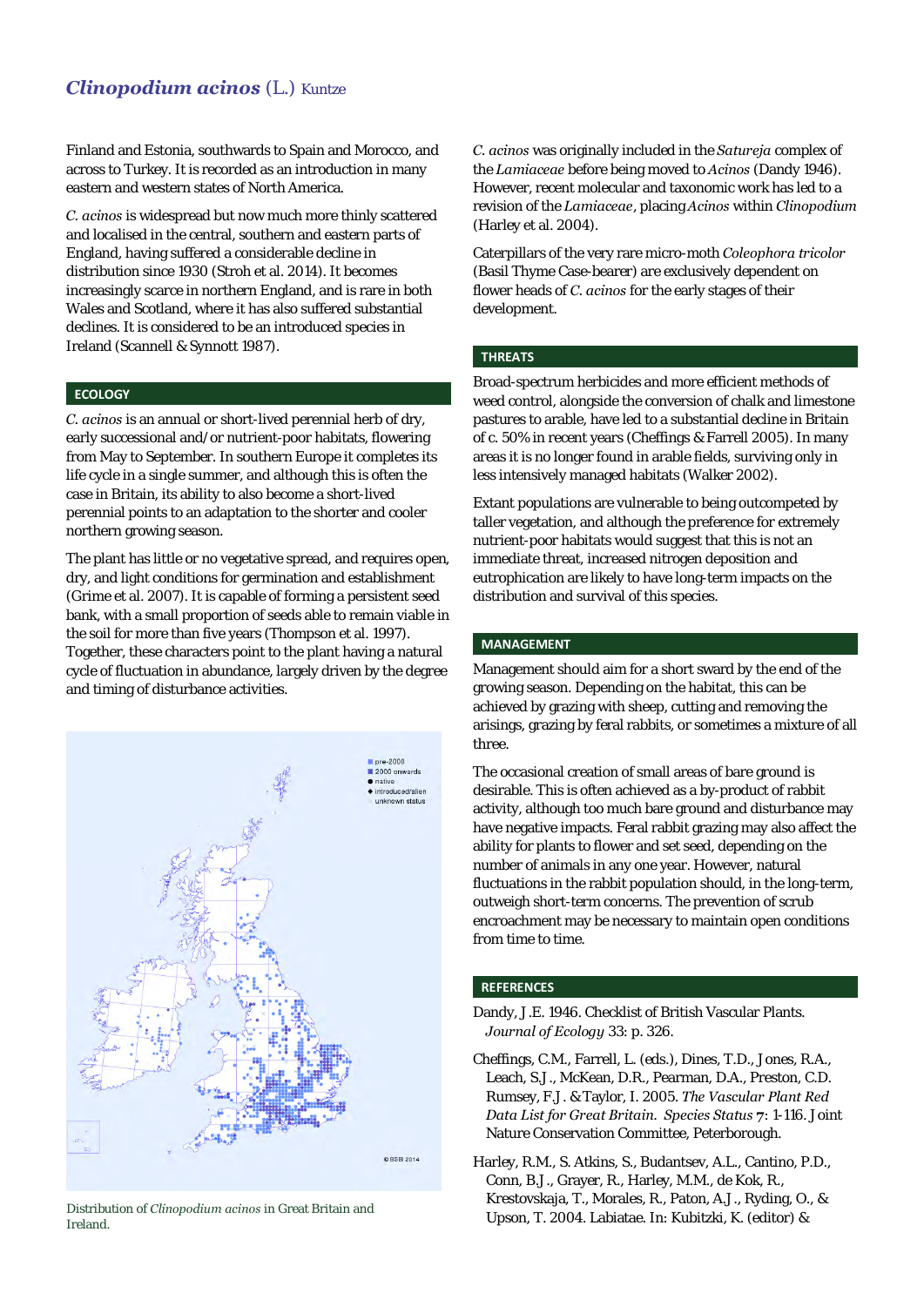Finland and Estonia, southwards to Spain and Morocco, and across to Turkey. It is recorded as an introduction in many eastern and western states of North America.

*C. acinos* is widespread but now much more thinly scattered and localised in the central, southern and eastern parts of England, having suffered a considerable decline in distribution since 1930 (Stroh et al. 2014). It becomes increasingly scarce in northern England, and is rare in both Wales and Scotland, where it has also suffered substantial declines. It is considered to be an introduced species in Ireland (Scannell & Synnott 1987).

## ECOLOGY

*C. acinos* is an annual or short-lived perennial herb of dry, early successional and/or nutrient-poor habitats, flowering from May to September. In southern Europe it completes its life cycle in a single summer, and although this is often the case in Britain, its ability to also become a short-lived perennial points to an adaptation to the shorter and cooler northern growing season.

The plant has little or no vegetative spread, and requires open, dry, and light conditions for germination and establishment (Grime et al. 2007). It is capable of forming a persistent seed bank, with a small proportion of seeds able to remain viable in the soil for more than five years (Thompson et al. 1997). Together, these characters point to the plant having a natural cycle of fluctuation in abundance, largely driven by the degree and timing of disturbance activities.

Distribution of *Clinopodium acinos* in Great Britain and Ireland.

*C. acinos* was originally included in the *Satureja* complex of the *Lamiaceae* before being moved to *Acinos* (Dandy 1946). However, recent molecular and taxonomic work has led to a revision of the *Lamiaceae*, placing *Acinos* within *Clinopodium* (Harley et al. 2004).

Caterpillars of the very rare micro-moth *Coleophora tricolor* (Basil Thyme Case-bearer) are exclusively dependent on flower heads of *C. acinos* for the early stages of their development.

## THREATS

Broad-spectrum herbicides and more efficient methods of weed control, alongside the conversion of chalk and limestone pastures to arable, have led to a substantial decline in Britain of c. 50% in recent years (Cheffings & Farrell 2005). In many areas it is no longer found in arable fields, surviving only in less intensively managed habitats (Walker 2002).

Extant populations are vulnerable to being outcompeted by taller vegetation, and although the preference for extremely nutrient-poor habitats would suggest that this is not an immediate threat, increased nitrogen deposition and eutrophication are likely to have long-term impacts on the distribution and survival of this species.

## MANAGEMENT

Management should aim for a short sward by the end of the growing season. Depending on the habitat, this can be achieved by grazing with sheep, cutting and removing the arisings, grazing by feral rabbits, or sometimes a mixture of all three.

The occasional creation of small areas of bare ground is desirable. This is often achieved as a by-product of rabbit activity, although too much bare ground and disturbance may have negative impacts. Feral rabbit grazing may also affect the ability for plants to flower and set seed, depending on the number of animals in any one year. However, natural fluctuations in the rabbit population should, in the long-term, outweigh short-term concerns. The prevention of scrub encroachment may be necessary to maintain open conditions from time to time.

## REFERENCES

Dandy, J.E. 1946. Checklist of British Vascular Plants. *Journal of Ecology* 33: p. 326.

Cheffings, C.M., Farrell, L. (eds.), Dines, T.D., Jones, R.A., Leach, S.J., McKean, D.R., Pearman, D.A., Preston, C.D. Rumsey, F.J. & Taylor, I. 2005. *The Vascular Plant Red Data List for Great Britain. Species Status* 7: 1-116. Joint Nature Conservation Committee, Peterborough.

Harley, R.M., S. Atkins, S., Budantsev, A.L., Cantino, P.D., Conn, B.J., Grayer, R., Harley, M.M., de Kok, R., Krestovskaja, T., Morales, R., Paton, A.J., Ryding, O., & Upson, T. 2004. Labiatae. In: Kubitzki, K. (editor) &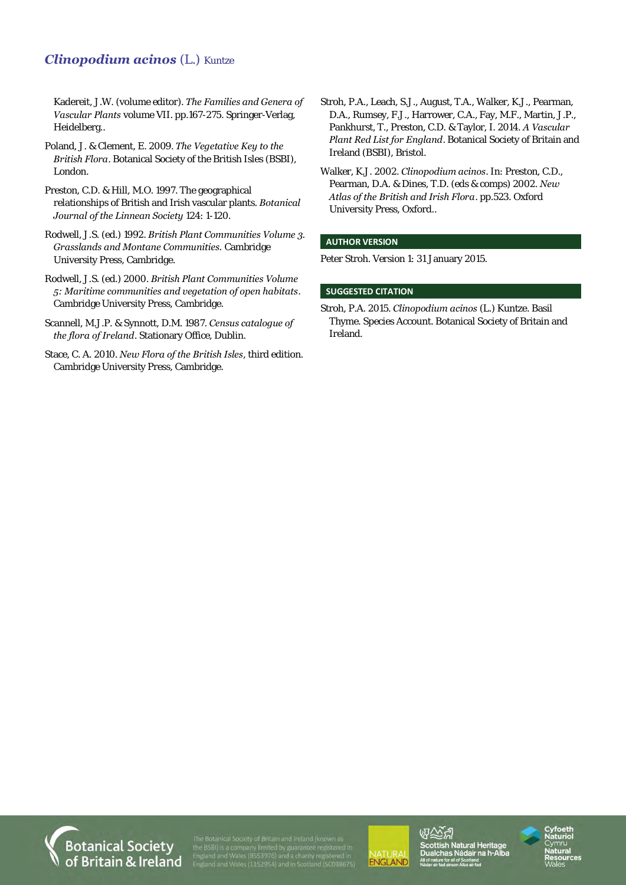Kadereit, J.W. (volume editor). *The Families and Genera of Vascular Plants* volume VII. pp.167-275. Springer-Verlag, Heidelberg..

Poland, J. & Clement, E. 2009. *The Vegetative Key to the British Flora*. Botanical Society of the British Isles (BSBI), London.

Preston, C.D. & Hill, M.O. 1997. The geographical relationships of British and Irish vascular plants. *Botanical Journal of the Linnean Society* 124: 1-120.

Rodwell, J.S. (ed.) 1992. *British Plant Communities Volume 3. Grasslands and Montane Communities*. Cambridge University Press, Cambridge.

Rodwell, J.S. (ed.) 2000. *British Plant Communities Volume 5: Maritime communities and vegetation of open habitats*. Cambridge University Press, Cambridge.

Scannell, M.J.P. & Synnott, D.M. 1987. *Census catalogue of the flora of Ireland*. Stationary Office, Dublin.

Stace, C. A. 2010. *New Flora of the British Isles*, third edition. Cambridge University Press, Cambridge.

Stroh, P.A., Leach, S.J., August, T.A., Walker, K.J., Pearman, D.A., Rumsey, F.J., Harrower, C.A., Fay, M.F., Martin, J.P., Pankhurst, T., Preston, C.D. & Taylor, I. 2014. *A Vascular Plant Red List for England*. Botanical Society of Britain and Ireland (BSBI), Bristol.

Walker, K.J. 2002. *Clinopodium acinos*. In: Preston, C.D., Pearman, D.A. & Dines, T.D. (eds & comps) 2002. *New Atlas of the British and Irish Flora*. pp.523. Oxford University Press, Oxford..

## AUTHOR VERSION

Peter Stroh. Version 1: 31 January 2015.

## SUGGESTED CITATION

Stroh, P.A. 2015. *Clinopodium acinos* (L.) Kuntze. Basil Thyme. Species Account. Botanical Society of Britain and Ireland.